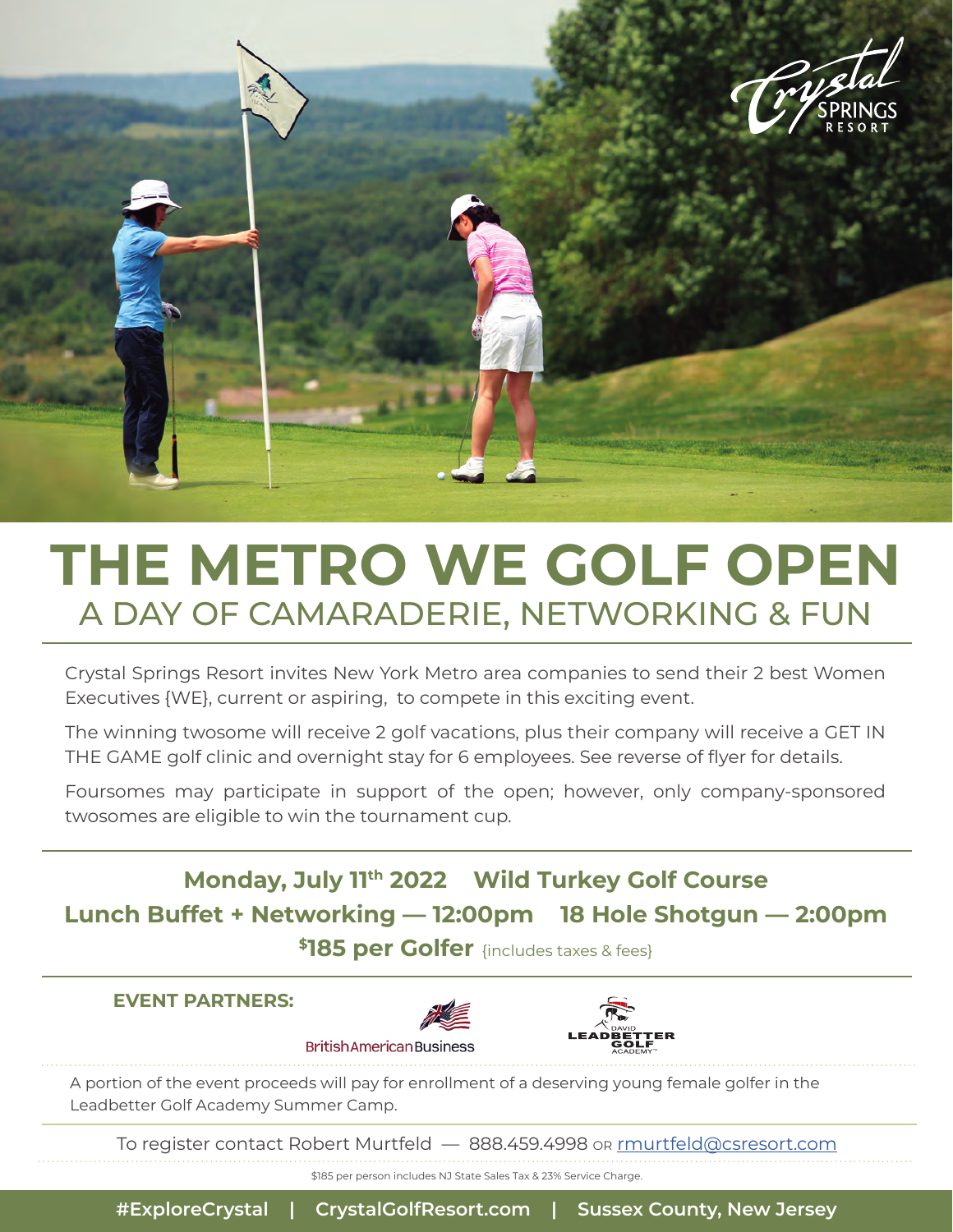# THE METRO WE GOLF OPEN

## A DAY OF CAMARADERIE, NETWORKING & FUN

Crystal Springs Resort invites New York Metro area companies to send their 2 best Women Executives {WE}, current or aspiring, to compete in this exciting event.

The winning twosome will receive 2 golf vacations, plus their company will receive a GET IN THE GAME golf clinic and overnight stay for 6 employees. See reverse of flyer for details.

Foursomes may participate in support of the open; however, only company-sponsored twosomes are eligible to win the tournament cup.

**Monday, July 11th 2022 Wild Turkey Golf Course**

**Lunch Buffet + Networking — 12:00pm 18 Hole Shotgun — 2:00pm**

**$185 per Golfer** {includes taxes & fees}

**EVENT PARTNERS:**

BritishAmericanBusiness

David Leadbetter Golf Academy

A portion of the event proceeds will pay for enrollment of a deserving young female golfer in the Leadbetter Golf Academy Summer Camp.

To register contact Robert Murtfeld — 888.459.4998 OR rmurtfeld@csresort.com

$185 per person includes NJ State Sales Tax & 23% Service Charge.

#ExploreCrystal | CrystalGolfResort.com | Sussex County, New Jersey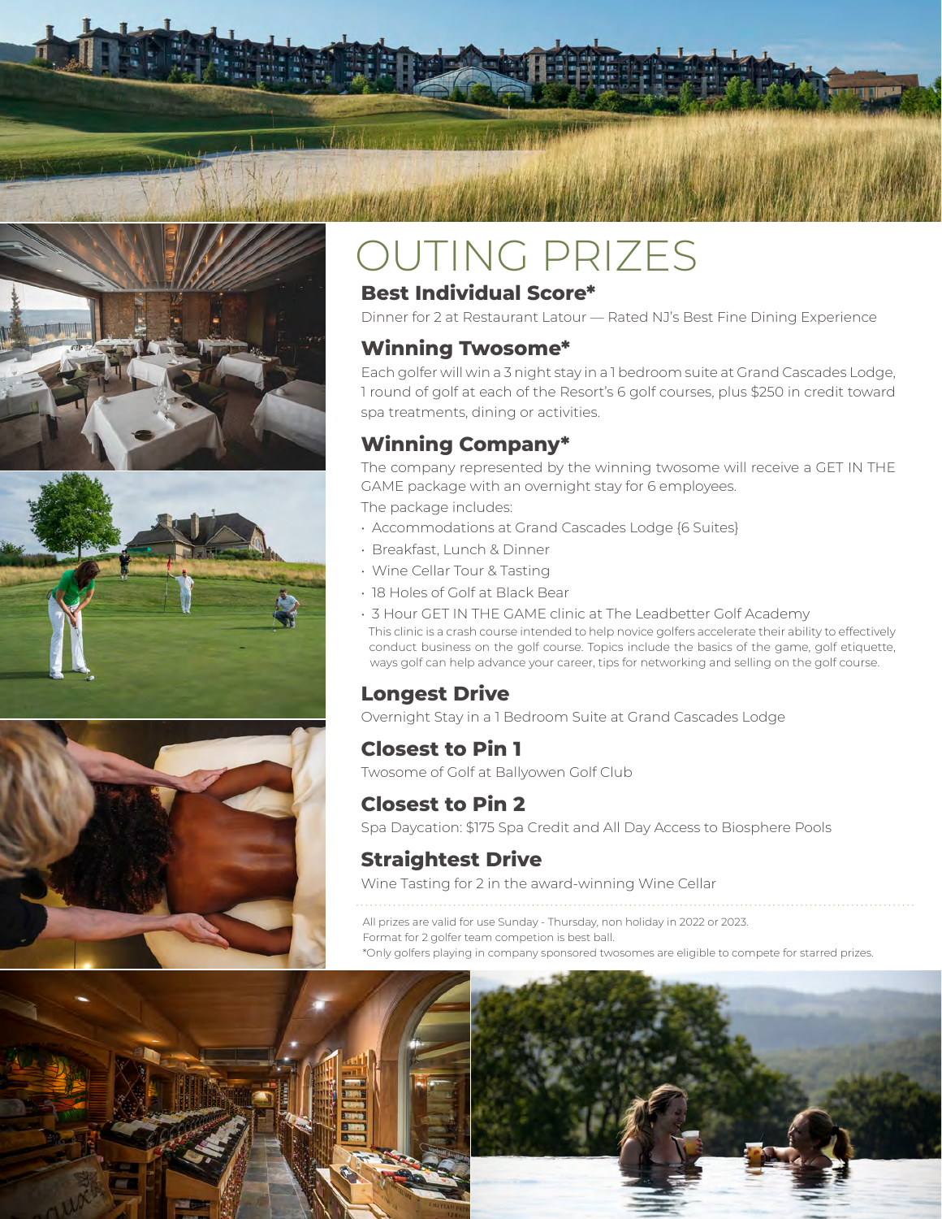# OUTING PRIZES

## Best Individual Score*

Dinner for 2 at Restaurant Latour — Rated NJ's Best Fine Dining Experience

## Winning Twosome*

Each golfer will win a 3 night stay in a 1 bedroom suite at Grand Cascades Lodge, 1 round of golf at each of the Resort's 6 golf courses, plus $250 in credit toward spa treatments, dining or activities.

## Winning Company*

The company represented by the winning twosome will receive a GET IN THE GAME package with an overnight stay for 6 employees.

The package includes:

- Accommodations at Grand Cascades Lodge {6 Suites}
- Breakfast, Lunch & Dinner
- Wine Cellar Tour & Tasting
- 18 Holes of Golf at Black Bear
- 3 Hour GET IN THE GAME clinic at The Leadbetter Golf Academy
  This clinic is a crash course intended to help novice golfers accelerate their ability to effectively conduct business on the golf course. Topics include the basics of the game, golf etiquette, ways golf can help advance your career, tips for networking and selling on the golf course.

## Longest Drive

Overnight Stay in a 1 Bedroom Suite at Grand Cascades Lodge

## Closest to Pin 1

Twosome of Golf at Ballyowen Golf Club

## Closest to Pin 2

Spa Daycation: $175 Spa Credit and All Day Access to Biosphere Pools

## Straightest Drive

Wine Tasting for 2 in the award-winning Wine Cellar

All prizes are valid for use Sunday - Thursday, non holiday in 2022 or 2023.
Format for 2 golfer team competion is best ball.
*Only golfers playing in company sponsored twosomes are eligible to compete for starred prizes.